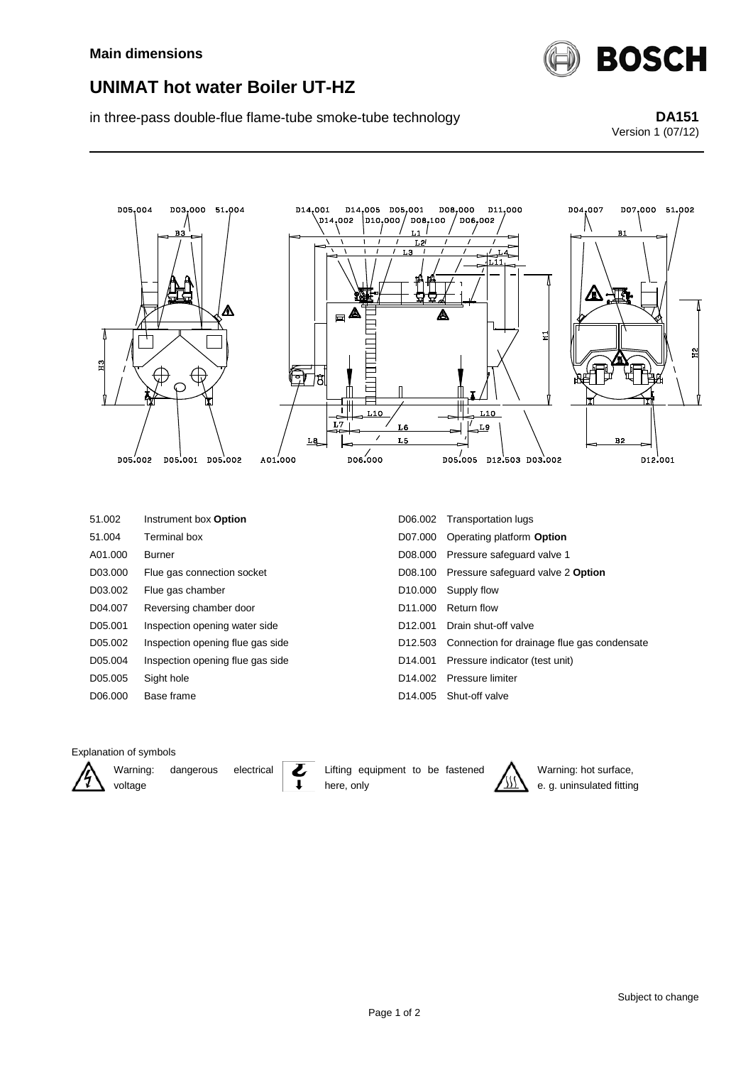**Main dimensions**

# UNIMAT hot water Boiler UT-HZ

in three-pass double-flue flame-tube smoke-tube technology

**DA151**
Version 1 (07/12)

| | | | |
|---|---|---|---|
| 51.002 | Instrument box **Option** | D06.002 | Transportation lugs |
| 51.004 | Terminal box | D07.000 | Operating platform **Option** |
| A01.000 | Burner | D08.000 | Pressure safeguard valve 1 |
| D03.000 | Flue gas connection socket | D08.100 | Pressure safeguard valve 2 **Option** |
| D03.002 | Flue gas chamber | D10.000 | Supply flow |
| D04.007 | Reversing chamber door | D11.000 | Return flow |
| D05.001 | Inspection opening water side | D12.001 | Drain shut-off valve |
| D05.002 | Inspection opening flue gas side | D12.503 | Connection for drainage flue gas condensate |
| D05.004 | Inspection opening flue gas side | D14.001 | Pressure indicator (test unit) |
| D05.005 | Sight hole | D14.002 | Pressure limiter |
| D06.000 | Base frame | D14.005 | Shut-off valve |

Explanation of symbols

Warning: dangerous electrical voltage

Lifting equipment to be fastened here, only

Warning: hot surface, e. g. uninsulated fitting

Subject to change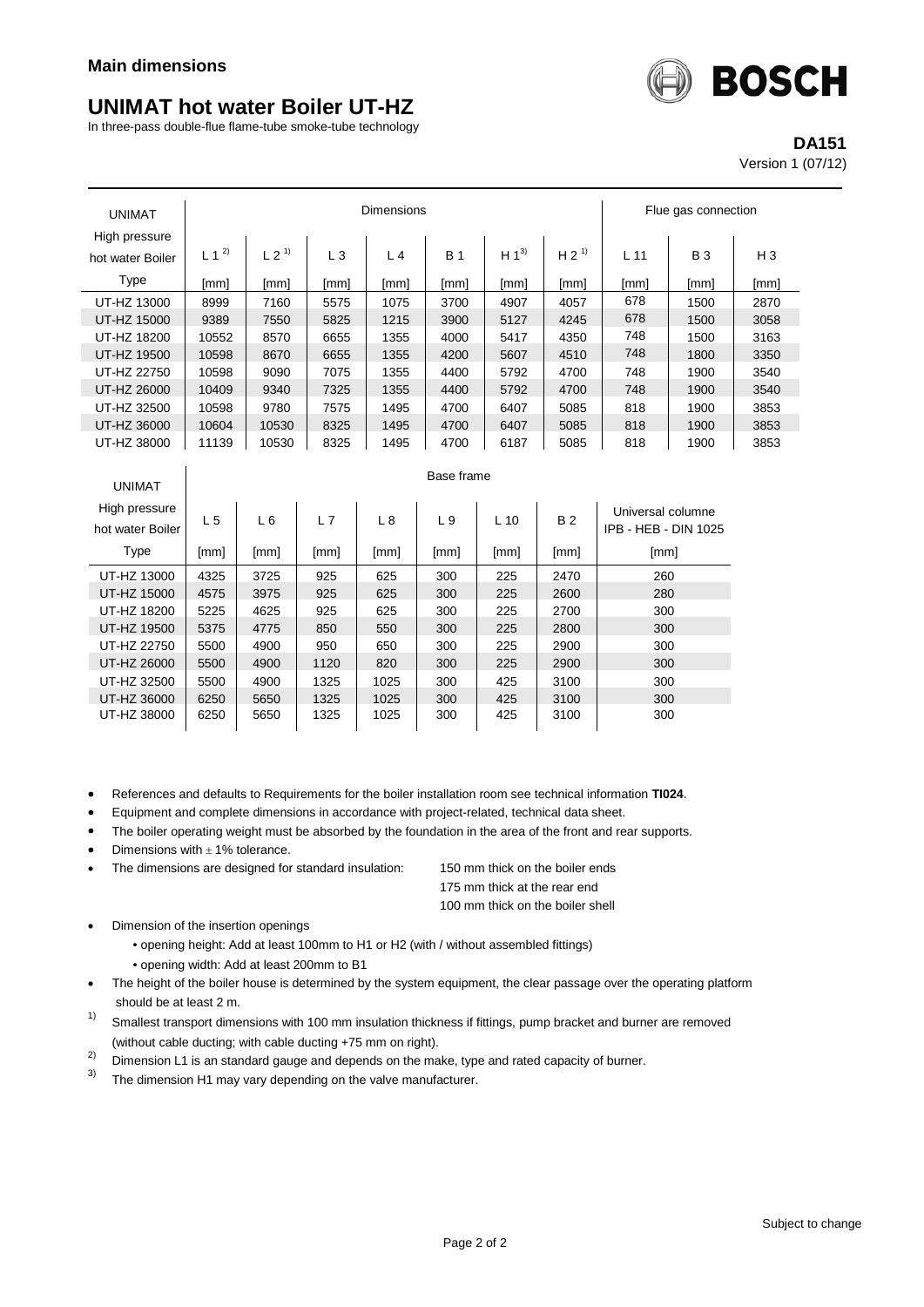**Main dimensions**

# UNIMAT hot water Boiler UT-HZ

In three-pass double-flue flame-tube smoke-tube technology

**DA151**
Version 1 (07/12)

| UNIMAT | Dimensions | | | | | | | Flue gas connection | | |
|---|---|---|---|---|---|---|---|---|---|---|
| High pressure hot water Boiler | L 1 [2)] | L 2 [1)] | L 3 | L 4 | B 1 | H 1 [3)] | H 2 [1)] | L 11 | B 3 | H 3 |
| Type | [mm] | [mm] | [mm] | [mm] | [mm] | [mm] | [mm] | [mm] | [mm] | [mm] |
| UT-HZ 13000 | 8999 | 7160 | 5575 | 1075 | 3700 | 4907 | 4057 | 678 | 1500 | 2870 |
| UT-HZ 15000 | 9389 | 7550 | 5825 | 1215 | 3900 | 5127 | 4245 | 678 | 1500 | 3058 |
| UT-HZ 18200 | 10552 | 8570 | 6655 | 1355 | 4000 | 5417 | 4350 | 748 | 1500 | 3163 |
| UT-HZ 19500 | 10598 | 8670 | 6655 | 1355 | 4200 | 5607 | 4510 | 748 | 1800 | 3350 |
| UT-HZ 22750 | 10598 | 9090 | 7075 | 1355 | 4400 | 5792 | 4700 | 748 | 1900 | 3540 |
| UT-HZ 26000 | 10409 | 9340 | 7325 | 1355 | 4400 | 5792 | 4700 | 748 | 1900 | 3540 |
| UT-HZ 32500 | 10598 | 9780 | 7575 | 1495 | 4700 | 6407 | 5085 | 818 | 1900 | 3853 |
| UT-HZ 36000 | 10604 | 10530 | 8325 | 1495 | 4700 | 6407 | 5085 | 818 | 1900 | 3853 |
| UT-HZ 38000 | 11139 | 10530 | 8325 | 1495 | 4700 | 6187 | 5085 | 818 | 1900 | 3853 |

| UNIMAT | Base frame | | | | | | | |
|---|---|---|---|---|---|---|---|---|
| High pressure hot water Boiler | L 5 | L 6 | L 7 | L 8 | L 9 | L 10 | B 2 | Universal columne IPB - HEB - DIN 1025 |
| Type | [mm] | [mm] | [mm] | [mm] | [mm] | [mm] | [mm] | [mm] |
| UT-HZ 13000 | 4325 | 3725 | 925 | 625 | 300 | 225 | 2470 | 260 |
| UT-HZ 15000 | 4575 | 3975 | 925 | 625 | 300 | 225 | 2600 | 280 |
| UT-HZ 18200 | 5225 | 4625 | 925 | 625 | 300 | 225 | 2700 | 300 |
| UT-HZ 19500 | 5375 | 4775 | 850 | 550 | 300 | 225 | 2800 | 300 |
| UT-HZ 22750 | 5500 | 4900 | 950 | 650 | 300 | 225 | 2900 | 300 |
| UT-HZ 26000 | 5500 | 4900 | 1120 | 820 | 300 | 225 | 2900 | 300 |
| UT-HZ 32500 | 5500 | 4900 | 1325 | 1025 | 300 | 425 | 3100 | 300 |
| UT-HZ 36000 | 6250 | 5650 | 1325 | 1025 | 300 | 425 | 3100 | 300 |
| UT-HZ 38000 | 6250 | 5650 | 1325 | 1025 | 300 | 425 | 3100 | 300 |

- References and defaults to Requirements for the boiler installation room see technical information **TI024**.
- Equipment and complete dimensions in accordance with project-related, technical data sheet.
- The boiler operating weight must be absorbed by the foundation in the area of the front and rear supports.
- Dimensions with ± 1% tolerance.
- The dimensions are designed for standard insulation: 150 mm thick on the boiler ends
  175 mm thick at the rear end
  100 mm thick on the boiler shell
- Dimension of the insertion openings
  - opening height: Add at least 100mm to H1 or H2 (with / without assembled fittings)
  - opening width: Add at least 200mm to B1
- The height of the boiler house is determined by the system equipment, the clear passage over the operating platform should be at least 2 m.

[1)] Smallest transport dimensions with 100 mm insulation thickness if fittings, pump bracket and burner are removed (without cable ducting; with cable ducting +75 mm on right).

[2)] Dimension L1 is an standard gauge and depends on the make, type and rated capacity of burner.

[3)] The dimension H1 may vary depending on the valve manufacturer.

Subject to change